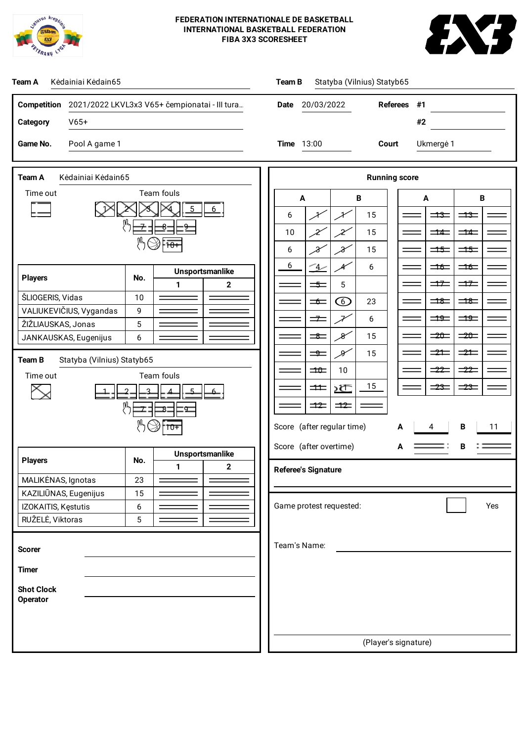# FEDERATION INTERNATIONALE DE BASKETBALL
## INTERNATIONAL BASKETBALL FEDERATION
## FIBA 3X3 SCORESHEET

**Team A** Kėdainiai Kėdain65 **Team B** Statyba (Vilnius) Statyb65

| | | | | | |
|---|---|---|---|---|---|
| **Competition** | 2021/2022 LKVL3x3 V65+ čempionatai - III tura... | **Date** | 20/03/2022 | **Referees** | #1 |
| **Category** | V65+ | | | | #2 |
| **Game No.** | Pool A game 1 | **Time** | 13:00 | **Court** | Ukmergė 1 |

**Team A** Kėdainiai Kėdain65

Time out

Team fouls: 1 2 3 4 5 6 7 8 9 10+

| Players | No. | Unsportsmanlike 1 | Unsportsmanlike 2 |
|---|---|---|---|
| ŠLIOGERIS, Vidas | 10 | | |
| VALIUKEVIČIUS, Vygandas | 9 | | |
| ŽIŽLIAUSKAS, Jonas | 5 | | |
| JANKAUSKAS, Eugenijus | 6 | | |

**Team B** Statyba (Vilnius) Statyb65

Time out

Team fouls: 1 2 3 4 5 6 7 8 9 10+

| Players | No. | Unsportsmanlike 1 | Unsportsmanlike 2 |
|---|---|---|---|
| MALIKĖNAS, Ignotas | 23 | | |
| KAZILIŪNAS, Eugenijus | 15 | | |
| IZOKAITIS, Kęstutis | 6 | | |
| RUŽELĖ, Viktoras | 5 | | |

**Scorer**

**Timer**

**Shot Clock Operator**

**Running score**

| A | | B | | A | | B | |
|---|---|---|---|---|---|---|---|
| 6 | 1 | 1 | 15 | | 13 | 13 | |
| 10 | 2 | 2 | 15 | | 14 | 14 | |
| 6 | 3 | 3 | 15 | | 15 | 15 | |
| 6 | 4 | 4 | 6 | | 16 | 16 | |
| | 5 | 5 | | | 17 | 17 | |
| | 6 | 6 | 23 | | 18 | 18 | |
| | 7 | 7 | 6 | | 19 | 19 | |
| | 8 | 8 | 15 | | 20 | 20 | |
| | 9 | 9 | 15 | | 21 | 21 | |
| | 10 | 10 | | | 22 | 22 | |
| | 11 | 11 | 15 | | 23 | 23 | |
| | 12 | 12 | | | | | |

Score (after regular time) **A** 4 **B** 11

Score (after overtime) **A** **B**

**Referee's Signature**

Game protest requested: ☐ Yes

Team's Name:

(Player's signature)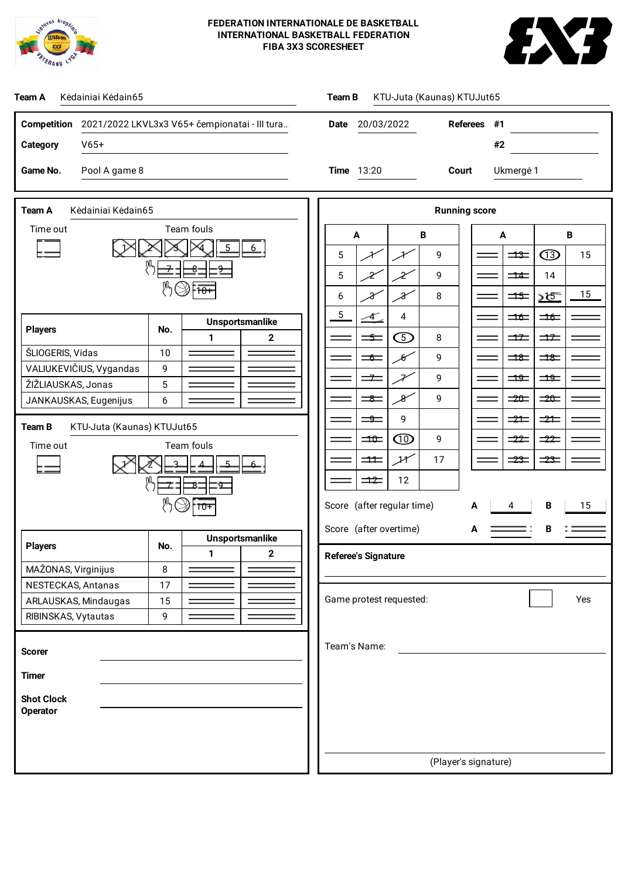# FEDERATION INTERNATIONALE DE BASKETBALL
## INTERNATIONAL BASKETBALL FEDERATION
## FIBA 3X3 SCORESHEET

**Team A** Kėdainiai Kėdain65 **Team B** KTU-Juta (Kaunas) KTUJut65

| | | | | | |
|---|---|---|---|---|---|
| **Competition** | 2021/2022 LKVL3x3 V65+ čempionatai - III tura... | **Date** | 20/03/2022 | **Referees** | #1 |
| **Category** | V65+ | | | | #2 |
| **Game No.** | Pool A game 8 | **Time** | 13:20 | **Court** | Ukmergė 1 |

**Team A** Kėdainiai Kėdain65

Time out

Team fouls: 1 2 3 4 5 6 7 8 9 10+

| Players | No. | Unsportsmanlike 1 | Unsportsmanlike 2 |
|---|---|---|---|
| ŠLIOGERIS, Vidas | 10 | | |
| VALIUKEVIČIUS, Vygandas | 9 | | |
| ŽIŽLIAUSKAS, Jonas | 5 | | |
| JANKAUSKAS, Eugenijus | 6 | | |

**Team B** KTU-Juta (Kaunas) KTUJut65

Time out

Team fouls: 1 2 3 4 5 6 7 8 9 10+

| Players | No. | Unsportsmanlike 1 | Unsportsmanlike 2 |
|---|---|---|---|
| MAŽONAS, Virginijus | 8 | | |
| NESTECKAS, Antanas | 17 | | |
| ARLAUSKAS, Mindaugas | 15 | | |
| RIBINSKAS, Vytautas | 9 | | |

**Scorer**

**Timer**

**Shot Clock Operator**

**Running score**

| A | | | B | A | | | B |
|---|---|---|---|---|---|---|---|
| 5 | 1 | 1 | 9 | | 13 | 13 | 15 |
| 5 | 2 | 2 | 9 | | 14 | 14 | |
| 6 | 3 | 3 | 8 | | 15 | 15 | 15 |
| 5 | 4 | 4 | | | 16 | 16 | |
| | 5 | 5 | 8 | | 17 | 17 | |
| | 6 | 6 | 9 | | 18 | 18 | |
| | 7 | 7 | 9 | | 19 | 19 | |
| | 8 | 8 | 9 | | 20 | 20 | |
| | 9 | 9 | | | 21 | 21 | |
| | 10 | 10 | 9 | | 22 | 22 | |
| | 11 | 11 | 17 | | 23 | 23 | |
| | 12 | 12 | | | | | |

Score (after regular time) A 4 B 15

Score (after overtime) A B

**Referee's Signature**

Game protest requested: ☐ Yes

Team's Name:

(Player's signature)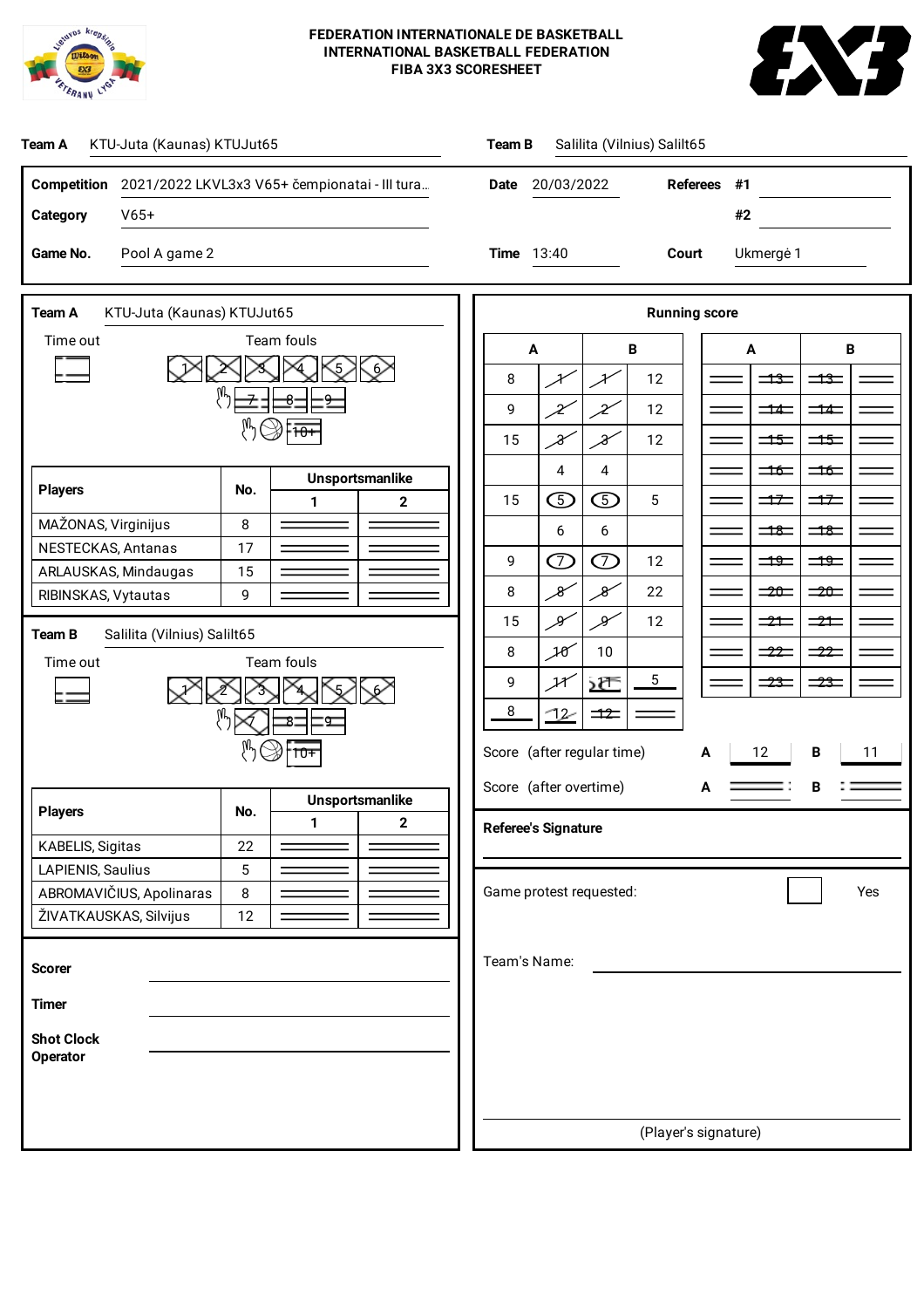FEDERATION INTERNATIONALE DE BASKETBALL
INTERNATIONAL BASKETBALL FEDERATION
FIBA 3X3 SCORESHEET

**Team A** KTU-Juta (Kaunas) KTUJut65 **Team B** Salilita (Vilnius) Salilt65

| | | | | | |
|---|---|---|---|---|---|
| **Competition** | 2021/2022 LKVL3x3 V65+ čempionatai - III tura... | **Date** | 20/03/2022 | **Referees** | #1 |
| **Category** | V65+ | | | | #2 |
| **Game No.** | Pool A game 2 | **Time** | 13:40 | **Court** | Ukmergė 1 |

## Team A KTU-Juta (Kaunas) KTUJut65

Time out

Team fouls: 1 2 3 4 5 6 7 8 9 10+

| Players | No. | Unsportsmanlike 1 | Unsportsmanlike 2 |
|---|---|---|---|
| MAŽONAS, Virginijus | 8 | | |
| NESTECKAS, Antanas | 17 | | |
| ARLAUSKAS, Mindaugas | 15 | | |
| RIBINSKAS, Vytautas | 9 | | |

## Team B Salilita (Vilnius) Salilt65

Time out

Team fouls: 1 2 3 4 5 6 7 8 9 10+

| Players | No. | Unsportsmanlike 1 | Unsportsmanlike 2 |
|---|---|---|---|
| KABELIS, Sigitas | 22 | | |
| LAPIENIS, Saulius | 5 | | |
| ABROMAVIČIUS, Apolinaras | 8 | | |
| ŽIVATKAUSKAS, Silvijus | 12 | | |

**Scorer**

**Timer**

**Shot Clock Operator**

## Running score

| A | | B | |
|---|---|---|---|
| 8 | 1 | 1 | 12 |
| 9 | 2 | 2 | 12 |
| 15 | 3 | 3 | 12 |
| | 4 | 4 | |
| 15 | 5 | 5 | 5 |
| | 6 | 6 | |
| 9 | 7 | 7 | 12 |
| 8 | 8 | 8 | 22 |
| 15 | 9 | 9 | 12 |
| 8 | 10 | 10 | |
| 9 | 11 | 11 | 5 |
| 8 | 12 | 12 | |

| A | | B | |
|---|---|---|---|
| | 13 | 13 | |
| | 14 | 14 | |
| | 15 | 15 | |
| | 16 | 16 | |
| | 17 | 17 | |
| | 18 | 18 | |
| | 19 | 19 | |
| | 20 | 20 | |
| | 21 | 21 | |
| | 22 | 22 | |
| | 23 | 23 | |

Score (after regular time) **A** 12 **B** 11

Score (after overtime) **A** **B**

**Referee's Signature**

Game protest requested: ☐ Yes

Team's Name:

(Player's signature)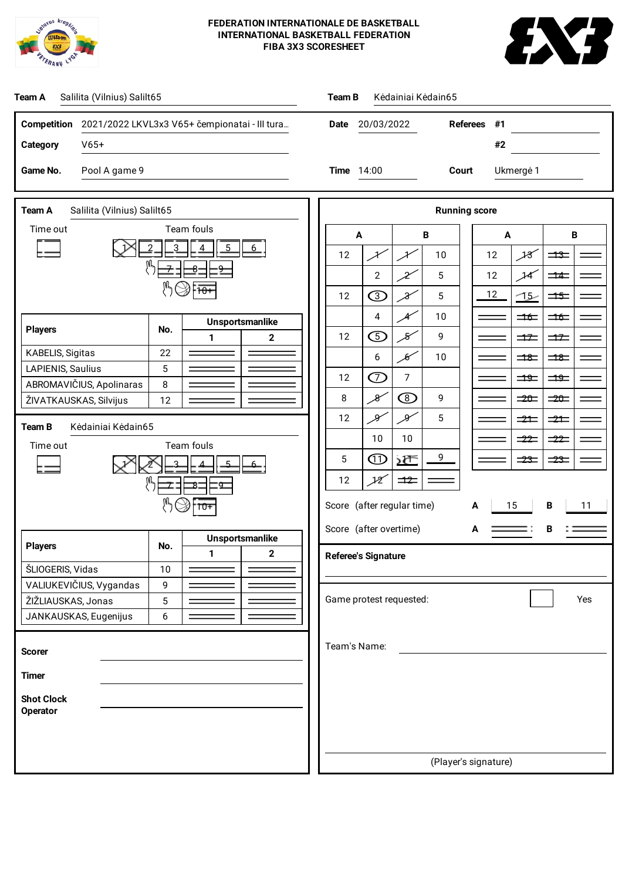# FEDERATION INTERNATIONALE DE BASKETBALL
## INTERNATIONAL BASKETBALL FEDERATION
## FIBA 3X3 SCORESHEET

**Team A** Salilita (Vilnius) Salilt65

**Team B** Kėdainiai Kėdain65

**Competition** 2021/2022 LKVL3x3 V65+ čempionatai - III tura...

**Date** 20/03/2022

**Referees** #1 ______ #2 ______

**Category** V65+

**Game No.** Pool A game 9

**Time** 14:00

**Court** Ukmergė 1

### Team A Salilita (Vilnius) Salilt65

Time out

Team fouls: 1 2 3 4 5 6 7 8 9 10+

| Players | No. | Unsportsmanlike 1 | Unsportsmanlike 2 |
|---|---|---|---|
| KABELIS, Sigitas | 22 | | |
| LAPIENIS, Saulius | 5 | | |
| ABROMAVIČIUS, Apolinaras | 8 | | |
| ŽIVATKAUSKAS, Silvijus | 12 | | |

### Team B Kėdainiai Kėdain65

Time out

Team fouls: 1 2 3 4 5 6 7 8 9 10+

| Players | No. | Unsportsmanlike 1 | Unsportsmanlike 2 |
|---|---|---|---|
| ŠLIOGERIS, Vidas | 10 | | |
| VALIUKEVIČIUS, Vygandas | 9 | | |
| ŽIŽLIAUSKAS, Jonas | 5 | | |
| JANKAUSKAS, Eugenijus | 6 | | |

**Scorer**

**Timer**

**Shot Clock Operator**

### Running score

| A | | B | | A | | B | |
|---|---|---|---|---|---|---|---|
| 12 | 1 | 1 | 10 | 12 | 13 | 13 | |
| | 2 | 2 | 5 | 12 | 14 | 14 | |
| 12 | 3 | 3 | 5 | 12 | 15 | 15 | |
| | 4 | 4 | 10 | | 16 | 16 | |
| 12 | 5 | 5 | 9 | | 17 | 17 | |
| | 6 | 6 | 10 | | 18 | 18 | |
| 12 | 7 | 7 | | | 19 | 19 | |
| 8 | 8 | 8 | 9 | | 20 | 20 | |
| 12 | 9 | 9 | 5 | | 21 | 21 | |
| | 10 | 10 | | | 22 | 22 | |
| 5 | 11 | 11 | 9 | | 23 | 23 | |
| 12 | 12 | 12 | | | | | |

Score (after regular time) A 15 B 11

Score (after overtime) A ______ B ______

**Referee's Signature**

Game protest requested: ☐ Yes

Team's Name:

(Player's signature)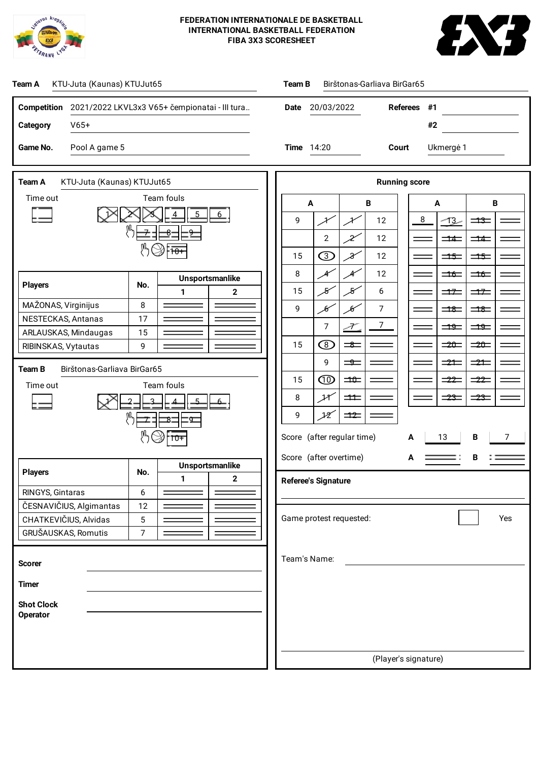**FEDERATION INTERNATIONALE DE BASKETBALL**
**INTERNATIONAL BASKETBALL FEDERATION**
**FIBA 3X3 SCORESHEET**

**Team A** KTU-Juta (Kaunas) KTUJut65

**Team B** Birštonas-Garliava BirGar65

| | | | | | |
|---|---|---|---|---|---|
| **Competition** | 2021/2022 LKVL3x3 V65+ čempionatai - III tura... | **Date** | 20/03/2022 | **Referees** | #1 |
| **Category** | V65+ | | | | #2 |
| **Game No.** | Pool A game 5 | **Time** | 14:20 | **Court** | Ukmergė 1 |

## Team A KTU-Juta (Kaunas) KTUJut65

Time out

Team fouls: 1 2 3 4 5 6 7 8 9 10+

| Players | No. | Unsportsmanlike 1 | Unsportsmanlike 2 |
|---|---|---|---|
| MAŽONAS, Virginijus | 8 | | |
| NESTECKAS, Antanas | 17 | | |
| ARLAUSKAS, Mindaugas | 15 | | |
| RIBINSKAS, Vytautas | 9 | | |

## Team B Birštonas-Garliava BirGar65

Time out

Team fouls: 1 2 3 4 5 6 7 8 9 10+

| Players | No. | Unsportsmanlike 1 | Unsportsmanlike 2 |
|---|---|---|---|
| RINGYS, Gintaras | 6 | | |
| ČESNAVIČIUS, Algimantas | 12 | | |
| CHATKEVIČIUS, Alvidas | 5 | | |
| GRUŠAUSKAS, Romutis | 7 | | |

**Scorer**

**Timer**

**Shot Clock Operator**

## Running score

| A | | B | | A | | B | |
|---|---|---|---|---|---|---|---|
| 9 | 1 | 1 | 12 | 8 | 13 | 13 | |
| | 2 | 2 | 12 | | 14 | 14 | |
| 15 | 3 | 3 | 12 | | 15 | 15 | |
| 8 | 4 | 4 | 12 | | 16 | 16 | |
| 15 | 5 | 5 | 6 | | 17 | 17 | |
| 9 | 6 | 6 | 7 | | 18 | 18 | |
| | 7 | 7 | 7 | | 19 | 19 | |
| 15 | 8 | 8 | | | 20 | 20 | |
| | 9 | 9 | | | 21 | 21 | |
| 15 | 10 | 10 | | | 22 | 22 | |
| 8 | 11 | 11 | | | 23 | 23 | |
| 9 | 12 | 12 | | | | | |

Score (after regular time) **A** 13 **B** 7

Score (after overtime) **A** **B**

**Referee's Signature**

Game protest requested: Yes

Team's Name:

(Player's signature)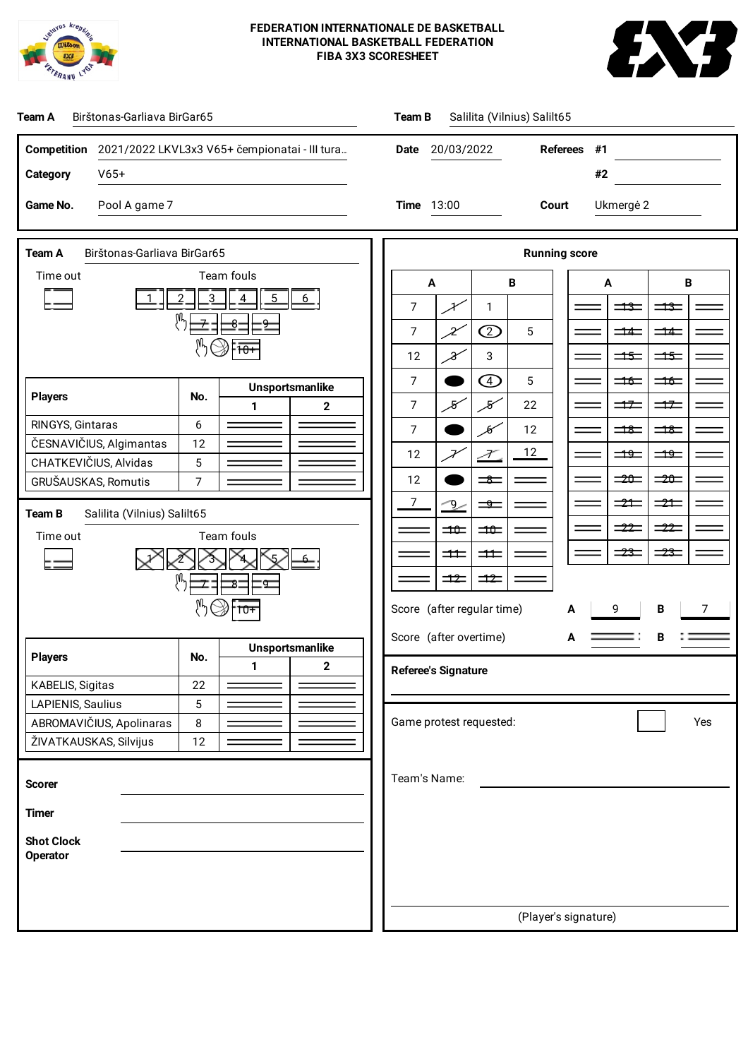**FEDERATION INTERNATIONALE DE BASKETBALL**
**INTERNATIONAL BASKETBALL FEDERATION**
**FIBA 3X3 SCORESHEET**

**Team A** Birštonas-Garliava BirGar65 **Team B** Salilita (Vilnius) Salilt65

| | | | | | |
|---|---|---|---|---|---|
| **Competition** | 2021/2022 LKVL3x3 V65+ čempionatai - III tura... | **Date** | 20/03/2022 | **Referees** | #1 |
| **Category** | V65+ | | | | #2 |
| **Game No.** | Pool A game 7 | **Time** | 13:00 | **Court** | Ukmergė 2 |

**Team A** Birštonas-Garliava BirGar65

Time out

Team fouls: 1 2 3 4 5 6 7 8 9 10+

| Players | No. | Unsportsmanlike 1 | Unsportsmanlike 2 |
|---|---|---|---|
| RINGYS, Gintaras | 6 | | |
| ČESNAVIČIUS, Algimantas | 12 | | |
| CHATKEVIČIUS, Alvidas | 5 | | |
| GRUŠAUSKAS, Romutis | 7 | | |

**Team B** Salilita (Vilnius) Salilt65

Time out

Team fouls: 1 2 3 4 5 6 7 8 9 10+

| Players | No. | Unsportsmanlike 1 | Unsportsmanlike 2 |
|---|---|---|---|
| KABELIS, Sigitas | 22 | | |
| LAPIENIS, Saulius | 5 | | |
| ABROMAVIČIUS, Apolinaras | 8 | | |
| ŽIVATKAUSKAS, Silvijus | 12 | | |

**Scorer**

**Timer**

**Shot Clock Operator**

**Running score**

| A | | B | | A | | B | |
|---|---|---|---|---|---|---|---|
| 7 | 1 | 1 | | | 13 | 13 | |
| 7 | 2 | 2 | 5 | | 14 | 14 | |
| 12 | 3 | 3 | | | 15 | 15 | |
| 7 | ● | 4 | 5 | | 16 | 16 | |
| 7 | 5 | 5 | 22 | | 17 | 17 | |
| 7 | ● | 6 | 12 | | 18 | 18 | |
| 12 | 7 | 7 | 12 | | 19 | 19 | |
| 12 | ● | 8 | | | 20 | 20 | |
| 7 | 9 | 9 | | | 21 | 21 | |
| | 10 | 10 | | | 22 | 22 | |
| | 11 | 11 | | | 23 | 23 | |
| | 12 | 12 | | | | | |

Score (after regular time) **A** 9 **B** 7

Score (after overtime) **A** **B**

**Referee's Signature**

Game protest requested: Yes

Team's Name:

(Player's signature)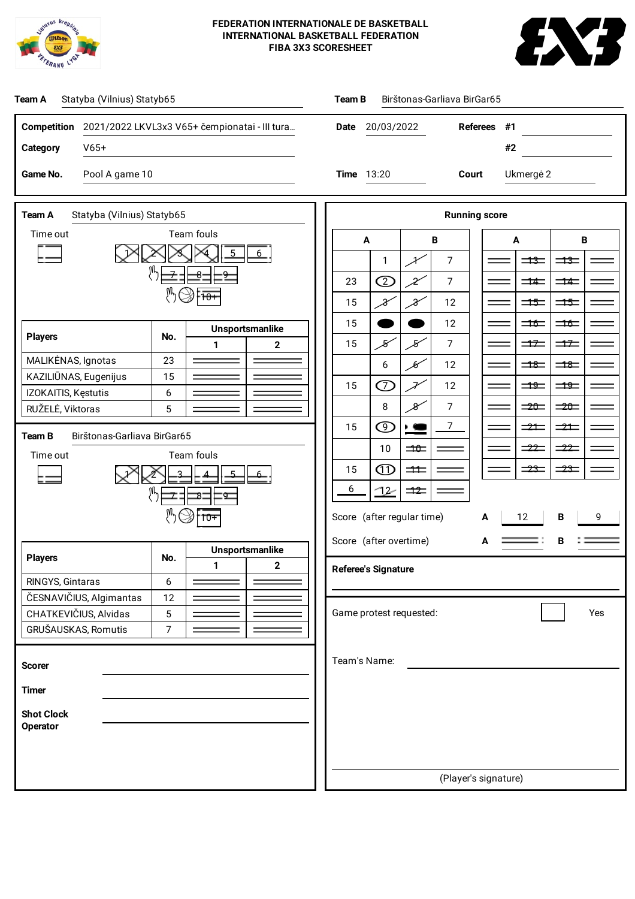**FEDERATION INTERNATIONALE DE BASKETBALL**
**INTERNATIONAL BASKETBALL FEDERATION**
**FIBA 3X3 SCORESHEET**

**Team A** Statyba (Vilnius) Statyb65 **Team B** Birštonas-Garliava BirGar65

| | | | | | |
|---|---|---|---|---|---|
| **Competition** | 2021/2022 LKVL3x3 V65+ čempionatai - III tura.. | **Date** | 20/03/2022 | **Referees** | #1 |
| **Category** | V65+ | | | | #2 |
| **Game No.** | Pool A game 10 | **Time** | 13:20 | **Court** | Ukmergė 2 |

**Team A** Statyba (Vilnius) Statyb65

Time out

Team fouls: 1 2 3 4 5 6 7 8 9 10+

| Players | No. | Unsportsmanlike 1 | Unsportsmanlike 2 |
|---|---|---|---|
| MALIKĖNAS, Ignotas | 23 | | |
| KAZILIŪNAS, Eugenijus | 15 | | |
| IZOKAITIS, Kęstutis | 6 | | |
| RUŽELĖ, Viktoras | 5 | | |

**Team B** Birštonas-Garliava BirGar65

Time out

Team fouls: 1 2 3 4 5 6 7 8 9 10+

| Players | No. | Unsportsmanlike 1 | Unsportsmanlike 2 |
|---|---|---|---|
| RINGYS, Gintaras | 6 | | |
| ČESNAVIČIUS, Algimantas | 12 | | |
| CHATKEVIČIUS, Alvidas | 5 | | |
| GRUŠAUSKAS, Romutis | 7 | | |

**Running score**

| A | | B | | A | | B | |
|---|---|---|---|---|---|---|---|
| | 1 | 1 | 7 | | 13 | 13 | |
| 23 | 2 | 2 | 7 | | 14 | 14 | |
| 15 | 3 | 3 | 12 | | 15 | 15 | |
| 15 | 4 | 4 | 12 | | 16 | 16 | |
| 15 | 5 | 5 | 7 | | 17 | 17 | |
| | 6 | 6 | 12 | | 18 | 18 | |
| 15 | 7 | 7 | 12 | | 19 | 19 | |
| | 8 | 8 | 7 | | 20 | 20 | |
| 15 | 9 | 9 | 7 | | 21 | 21 | |
| | 10 | 10 | | | 22 | 22 | |
| 15 | 11 | 11 | | | 23 | 23 | |
| 6 | 12 | 12 | | | | | |

Score (after regular time) **A** 12 **B** 9

Score (after overtime) **A** **B**

**Referee's Signature**

Game protest requested: Yes

Team's Name:

(Player's signature)

**Scorer**

**Timer**

**Shot Clock Operator**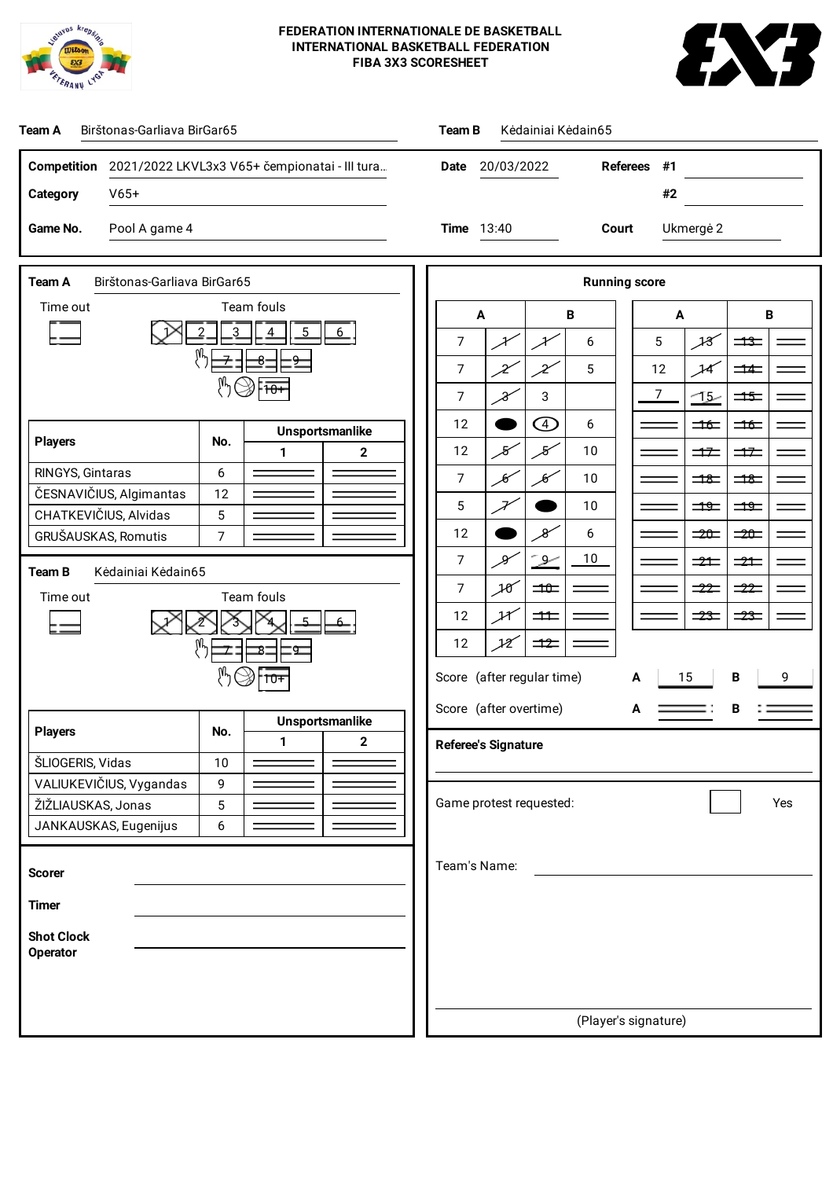**FEDERATION INTERNATIONALE DE BASKETBALL**
**INTERNATIONAL BASKETBALL FEDERATION**
**FIBA 3X3 SCORESHEET**

**Team A** Birštonas-Garliava BirGar65 **Team B** Kėdainiai Kėdain65

| | | | | | |
|---|---|---|---|---|---|
| **Competition** | 2021/2022 LKVL3x3 V65+ čempionatai - III tura... | **Date** | 20/03/2022 | **Referees** | #1 |
| **Category** | V65+ | | | | #2 |
| **Game No.** | Pool A game 4 | **Time** | 13:40 | **Court** | Ukmergė 2 |

## Team A Birštonas-Garliava BirGar65

Time out

Team fouls: 1 2 3 4 5 6 7 8 9 10+

| Players | No. | Unsportsmanlike 1 | Unsportsmanlike 2 |
|---|---|---|---|
| RINGYS, Gintaras | 6 | | |
| ČESNAVIČIUS, Algimantas | 12 | | |
| CHATKEVIČIUS, Alvidas | 5 | | |
| GRUŠAUSKAS, Romutis | 7 | | |

## Team B Kėdainiai Kėdain65

Time out

Team fouls: 1 2 3 4 5 6 7 8 9 10+

| Players | No. | Unsportsmanlike 1 | Unsportsmanlike 2 |
|---|---|---|---|
| ŠLIOGERIS, Vidas | 10 | | |
| VALIUKEVIČIUS, Vygandas | 9 | | |
| ŽIŽLIAUSKAS, Jonas | 5 | | |
| JANKAUSKAS, Eugenijus | 6 | | |

**Scorer**

**Timer**

**Shot Clock Operator**

## Running score

| A | | B | | A | | B | |
|---|---|---|---|---|---|---|---|
| 7 | 1 | 1 | 6 | 5 | 13 | 13 | |
| 7 | 2 | 2 | 5 | 12 | 14 | 14 | |
| 7 | 3 | 3 | | 7 | 15 | 15 | |
| 12 | ● | 4 | 6 | | 16 | 16 | |
| 12 | 5 | 5 | 10 | | 17 | 17 | |
| 7 | 6 | 6 | 10 | | 18 | 18 | |
| 5 | 7 | ● | 10 | | 19 | 19 | |
| 12 | ● | 8 | 6 | | 20 | 20 | |
| 7 | 9 | 9 | 10 | | 21 | 21 | |
| 7 | 10 | 10 | | | 22 | 22 | |
| 12 | 11 | 11 | | | 23 | 23 | |
| 12 | 12 | 12 | | | | | |

Score (after regular time) **A** 15 **B** 9

Score (after overtime) **A** **B**

**Referee's Signature**

Game protest requested: Yes

Team's Name:

(Player's signature)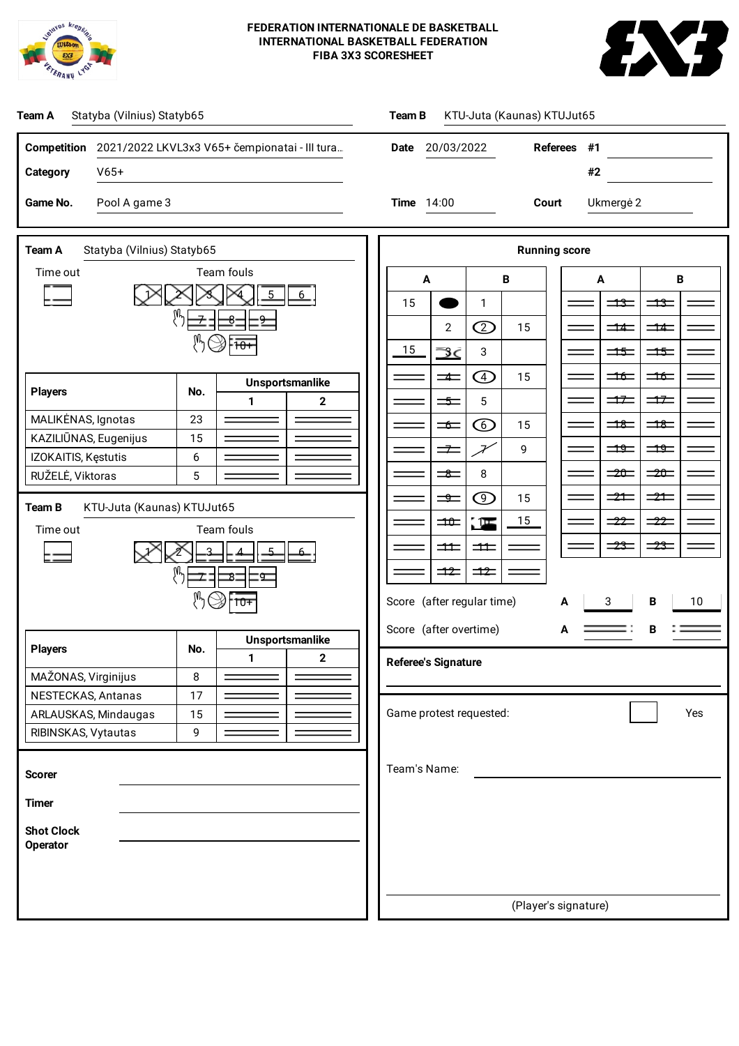**FEDERATION INTERNATIONALE DE BASKETBALL**
**INTERNATIONAL BASKETBALL FEDERATION**
**FIBA 3X3 SCORESHEET**

**Team A** Statyba (Vilnius) Statyb65

**Team B** KTU-Juta (Kaunas) KTUJut65

| | | | | | |
|---|---|---|---|---|---|
| **Competition** | 2021/2022 LKVL3x3 V65+ čempionatai - III tura... | **Date** | 20/03/2022 | **Referees** | #1 |
| **Category** | V65+ | | | | #2 |
| **Game No.** | Pool A game 3 | **Time** | 14:00 | **Court** | Ukmergė 2 |

## Team A Statyba (Vilnius) Statyb65

Time out

Team fouls: 1 2 3 4 5 6 / 7 8 9 / 10+

| Players | No. | Unsportsmanlike 1 | Unsportsmanlike 2 |
|---|---|---|---|
| MALIKĖNAS, Ignotas | 23 | | |
| KAZILIŪNAS, Eugenijus | 15 | | |
| IZOKAITIS, Kęstutis | 6 | | |
| RUŽELĖ, Viktoras | 5 | | |

## Team B KTU-Juta (Kaunas) KTUJut65

Time out

Team fouls: 1 2 3 4 5 6 / 7 8 9 / 10+

| Players | No. | Unsportsmanlike 1 | Unsportsmanlike 2 |
|---|---|---|---|
| MAŽONAS, Virginijus | 8 | | |
| NESTECKAS, Antanas | 17 | | |
| ARLAUSKAS, Mindaugas | 15 | | |
| RIBINSKAS, Vytautas | 9 | | |

**Scorer**

**Timer**

**Shot Clock Operator**

## Running score

| A | | B | | A | | B | |
|---|---|---|---|---|---|---|---|
| 15 | ● | 1 | | | 13 | 13 | |
| | 2 | 2 | 15 | | 14 | 14 | |
| 15 | 3 | 3 | | | 15 | 15 | |
| | 4 | 4 | 15 | | 16 | 16 | |
| | 5 | 5 | | | 17 | 17 | |
| | 6 | 6 | 15 | | 18 | 18 | |
| | 7 | 7 | 9 | | 19 | 19 | |
| | 8 | 8 | | | 20 | 20 | |
| | 9 | 9 | 15 | | 21 | 21 | |
| | 10 | 10 | 15 | | 22 | 22 | |
| | 11 | 11 | | | 23 | 23 | |
| | 12 | 12 | | | | | |

Score (after regular time) A 3 B 10

Score (after overtime) A B

**Referee's Signature**

Game protest requested: Yes

Team's Name:

(Player's signature)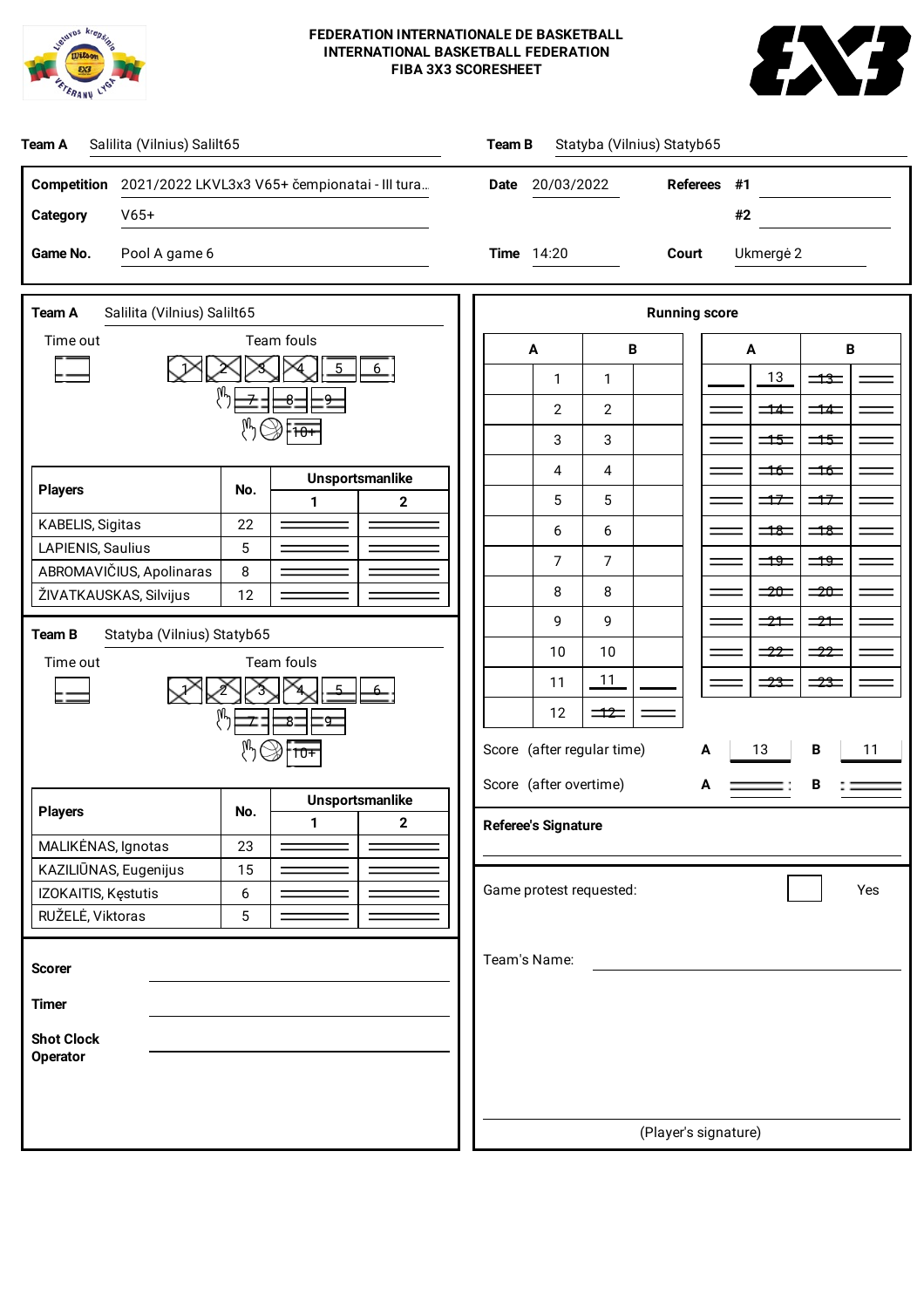**FEDERATION INTERNATIONALE DE BASKETBALL**
**INTERNATIONAL BASKETBALL FEDERATION**
**FIBA 3X3 SCORESHEET**

**Team A** Salilita (Vilnius) Salilt65

**Team B** Statyba (Vilnius) Statyb65

**Competition** 2021/2022 LKVL3x3 V65+ čempionatai - III tura...

**Category** V65+

**Game No.** Pool A game 6

**Date** 20/03/2022

**Time** 14:20

**Referees** #1

#2

**Court** Ukmergė 2

**Team A** Salilita (Vilnius) Salilt65

Time out

Team fouls

1 2 3 4 5 6

7 8 9

10+

| Players | No. | Unsportsmanlike 1 | Unsportsmanlike 2 |
|---|---|---|---|
| KABELIS, Sigitas | 22 | | |
| LAPIENIS, Saulius | 5 | | |
| ABROMAVIČIUS, Apolinaras | 8 | | |
| ŽIVATKAUSKAS, Silvijus | 12 | | |

**Team B** Statyba (Vilnius) Statyb65

Time out

Team fouls

1 2 3 4 5 6

7 8 9

10+

| Players | No. | Unsportsmanlike 1 | Unsportsmanlike 2 |
|---|---|---|---|
| MALIKĖNAS, Ignotas | 23 | | |
| KAZILIŪNAS, Eugenijus | 15 | | |
| IZOKAITIS, Kęstutis | 6 | | |
| RUŽELĖ, Viktoras | 5 | | |

**Scorer**

**Timer**

**Shot Clock Operator**

**Running score**

| A | | B | | A | | B | |
|---|---|---|---|---|---|---|---|
| | 1 | 1 | | | 13 | 13 | |
| | 2 | 2 | | | 14 | 14 | |
| | 3 | 3 | | | 15 | 15 | |
| | 4 | 4 | | | 16 | 16 | |
| | 5 | 5 | | | 17 | 17 | |
| | 6 | 6 | | | 18 | 18 | |
| | 7 | 7 | | | 19 | 19 | |
| | 8 | 8 | | | 20 | 20 | |
| | 9 | 9 | | | 21 | 21 | |
| | 10 | 10 | | | 22 | 22 | |
| | 11 | 11 | | | 23 | 23 | |
| | 12 | 12 | | | | | |

Score (after regular time) **A** 13 **B** 11

Score (after overtime) **A** **B**

**Referee's Signature**

Game protest requested: Yes

Team's Name:

(Player's signature)